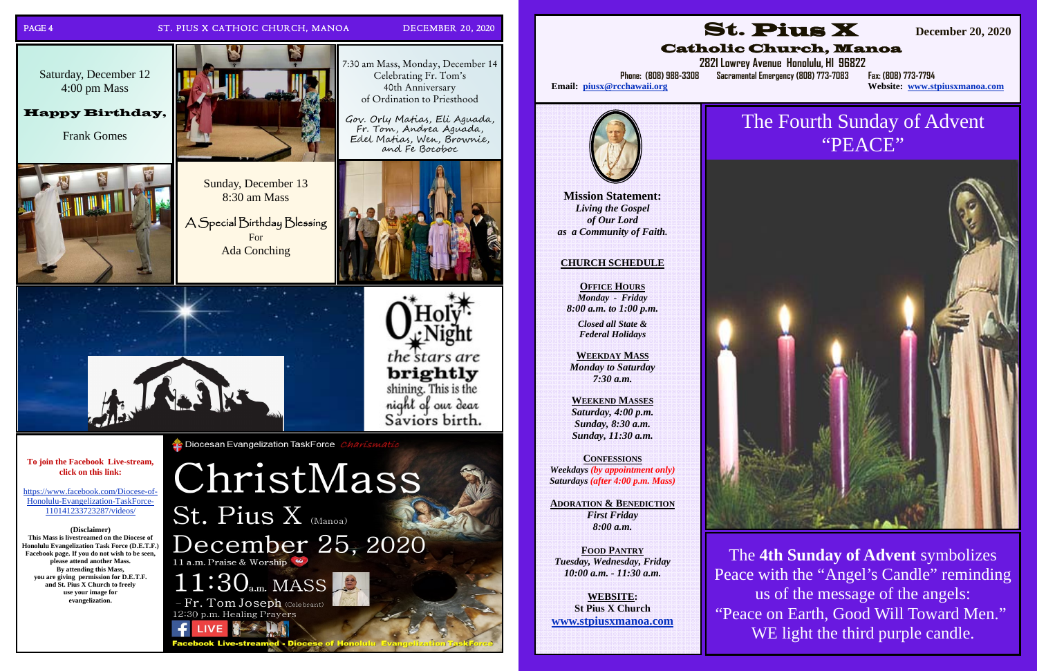**Saturday, December 12**
4:00 pm Mass

**Happy Birthday,**

Frank Gomes

7:30 am Mass, Monday, December 14
Celebrating Fr. Tom's
40th Anniversary
of Ordination to Priesthood

Gov. Orly Matias, Eli Aguada, Fr. Tom, Andrea Aguada, Edel Matias, Wen, Brownie, and Fe Bocoboc

Sunday, December 13
8:30 am Mass

A Special Birthday Blessing
For
Ada Conching

O Holy Night
the stars are **brightly** shining. This is the night of our dear Saviors birth.

**To join the Facebook Live-stream, click on this link:**

https://www.facebook.com/Diocese-of-Honolulu-Evangelization-TaskForce-110141233723287/videos/

**(Disclaimer)**
**This Mass is livestreamed on the Diocese of Honolulu Evangelization Task Force (D.E.T.F.) Facebook page. If you do not wish to be seen, please attend another Mass. By attending this Mass, you are giving permission for D.E.T.F. and St. Pius X Church to freely use your image for evangelization.**

Diocesan Evangelization TaskForce *Charismatic*

# ChristMass
## St. Pius X (Manoa)
## December 25, 2020

11 a.m. Praise & Worship

**11:30 a.m. MASS**
– Fr. Tom Joseph (Celebrant)
12:30 p.m. Healing Prayers

LIVE

**Facebook Live-streamed - Diocese of Honolulu Evangelization TaskForce**

# St. Pius X
## Catholic Church, Manoa

**December 20, 2020**

**2821 Lowrey Avenue Honolulu, HI 96822**
**Phone: (808) 988-3308 Sacramental Emergency (808) 773-7083 Fax: (808) 773-7794**
**Email: piusx@rcchawaii.org**
**Website: www.stpiusxmanoa.com**

**Mission Statement:**
*Living the Gospel of Our Lord as a Community of Faith.*

**CHURCH SCHEDULE**

**OFFICE HOURS**
*Monday - Friday*
*8:00 a.m. to 1:00 p.m.*

*Closed all State & Federal Holidays*

**WEEKDAY MASS**
*Monday to Saturday*
*7:30 a.m.*

**WEEKEND MASSES**
*Saturday, 4:00 p.m.*
*Sunday, 8:30 a.m.*
*Sunday, 11:30 a.m.*

**CONFESSIONS**
*Weekdays (by appointment only)*
*Saturdays (after 4:00 p.m. Mass)*

**ADORATION & BENEDICTION**
*First Friday*
*8:00 a.m.*

**FOOD PANTRY**
*Tuesday, Wednesday, Friday*
*10:00 a.m. - 11:30 a.m.*

**WEBSITE:**
**St Pius X Church**
**www.stpiusxmanoa.com**

# The Fourth Sunday of Advent "PEACE"

The **4th Sunday of Advent** symbolizes Peace with the "Angel's Candle" reminding us of the message of the angels: "Peace on Earth, Good Will Toward Men." WE light the third purple candle.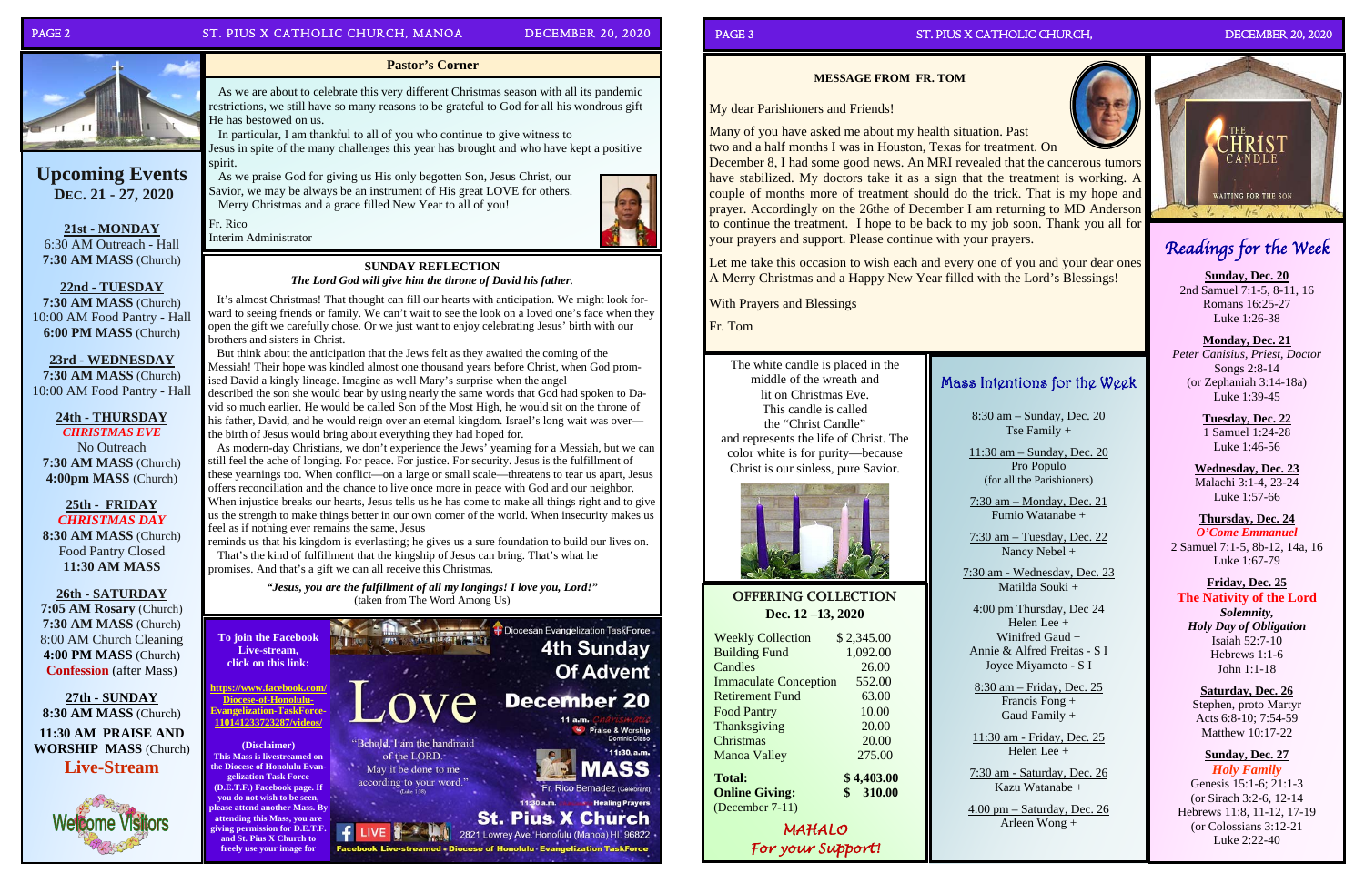## Upcoming Events
**DEC. 21 - 27, 2020**

**21st - MONDAY**
6:30 AM Outreach - Hall
**7:30 AM MASS** (Church)

**22nd - TUESDAY**
**7:30 AM MASS** (Church)
10:00 AM Food Pantry - Hall
**6:00 PM MASS** (Church)

**23rd - WEDNESDAY**
**7:30 AM MASS** (Church)
10:00 AM Food Pantry - Hall

**24th - THURSDAY**
***CHRISTMAS EVE***
No Outreach
**7:30 AM MASS** (Church)
**4:00pm MASS** (Church)

**25th - FRIDAY**
***CHRISTMAS DAY***
**8:30 AM MASS** (Church)
Food Pantry Closed
**11:30 AM MASS**

**26th - SATURDAY**
**7:05 AM Rosary** (Church)
**7:30 AM MASS** (Church)
8:00 AM Church Cleaning
**4:00 PM MASS** (Church)
**Confession** (after Mass)

**27th - SUNDAY**
**8:30 AM MASS** (Church)
**11:30 AM PRAISE AND WORSHIP MASS** (Church)
**Live-Stream**

Welcome Visitors

## Pastor's Corner

As we are about to celebrate this very different Christmas season with all its pandemic restrictions, we still have so many reasons to be grateful to God for all his wondrous gift He has bestowed on us.

In particular, I am thankful to all of you who continue to give witness to Jesus in spite of the many challenges this year has brought and who have kept a positive spirit.

As we praise God for giving us His only begotten Son, Jesus Christ, our Savior, we may be always be an instrument of His great LOVE for others. Merry Christmas and a grace filled New Year to all of you!

Fr. Rico
Interim Administrator

## SUNDAY REFLECTION
***The Lord God will give him the throne of David his father.***

It's almost Christmas! That thought can fill our hearts with anticipation. We might look forward to seeing friends or family. We can't wait to see the look on a loved one's face when they open the gift we carefully chose. Or we just want to enjoy celebrating Jesus' birth with our brothers and sisters in Christ.

But think about the anticipation that the Jews felt as they awaited the coming of the Messiah! Their hope was kindled almost one thousand years before Christ, when God promised David a kingly lineage. Imagine as well Mary's surprise when the angel described the son she would bear by using nearly the same words that God had spoken to David so much earlier. He would be called Son of the Most High, he would sit on the throne of his father, David, and he would reign over an eternal kingdom. Israel's long wait was over—the birth of Jesus would bring about everything they had hoped for.

As modern-day Christians, we don't experience the Jews' yearning for a Messiah, but we can still feel the ache of longing. For peace. For justice. For security. Jesus is the fulfillment of these yearnings too. When conflict—on a large or small scale—threatens to tear us apart, Jesus offers reconciliation and the chance to live once more in peace with God and our neighbor. When injustice breaks our hearts, Jesus tells us he has come to make all things right and to give us the strength to make things better in our own corner of the world. When insecurity makes us feel as if nothing ever remains the same, Jesus reminds us that his kingdom is everlasting; he gives us a sure foundation to build our lives on.

That's the kind of fulfillment that the kingship of Jesus can bring. That's what he promises. And that's a gift we can all receive this Christmas.

***"Jesus, you are the fulfillment of all my longings! I love you, Lord!"***
(taken from The Word Among Us)

**To join the Facebook Live-stream, click on this link:**

https://www.facebook.com/Diocese-of-Honolulu-Evangelization-TaskForce-110141233723287/videos/

**(Disclaimer)**
**This Mass is livestreamed on the Diocese of Honolulu Evangelization Task Force (D.E.T.F.) Facebook page. If you do not wish to be seen, please attend another Mass. By attending this Mass, you are giving permission for D.E.T.F. and St. Pius X Church to freely use your image for**

Diocesan Evangelization TaskForce
4th Sunday Of Advent
December 20
11 a.m. Praise & Worship
Love
"Behold, I am the handmaid of the LORD. May it be done to me according to your word." (Luke 1:38)
11:30 a.m. MASS
Fr. Rico Bernadez (Celebrant)
11:30 a.m. Healing Prayers
St. Pius X Church
2821 Lowrey Ave. Honolulu (Manoa) HI 96822
Facebook Live-streamed • Diocese of Honolulu • Evangelization TaskForce

## MESSAGE FROM FR. TOM

My dear Parishioners and Friends!

Many of you have asked me about my health situation. Past two and a half months I was in Houston, Texas for treatment. On December 8, I had some good news. An MRI revealed that the cancerous tumors have stabilized. My doctors take it as a sign that the treatment is working. A couple of months more of treatment should do the trick. That is my hope and prayer. Accordingly on the 26th of December I am returning to MD Anderson to continue the treatment. I hope to be back to my job soon. Thank you all for your prayers and support. Please continue with your prayers.

Let me take this occasion to wish each and every one of you and your dear ones A Merry Christmas and a Happy New Year filled with the Lord's Blessings!

With Prayers and Blessings

Fr. Tom

The white candle is placed in the middle of the wreath and lit on Christmas Eve. This candle is called the "Christ Candle" and represents the life of Christ. The color white is for purity—because Christ is our sinless, pure Savior.

## OFFERING COLLECTION
**Dec. 12 –13, 2020**

| | |
|---|---|
| Weekly Collection | $ 2,345.00 |
| Building Fund | 1,092.00 |
| Candles | 26.00 |
| Immaculate Conception | 552.00 |
| Retirement Fund | 63.00 |
| Food Pantry | 10.00 |
| Thanksgiving | 20.00 |
| Christmas | 20.00 |
| Manoa Valley | 275.00 |
| **Total:** | **$ 4,403.00** |
| **Online Giving:** (December 7-11) | **$ 310.00** |

MAHALO
For your Support!

## Mass Intentions for the Week

8:30 am – Sunday, Dec. 20
Tse Family +

11:30 am – Sunday, Dec. 20
Pro Populo
(for all the Parishioners)

7:30 am – Monday, Dec. 21
Fumio Watanabe +

7:30 am – Tuesday, Dec. 22
Nancy Nebel +

7:30 am - Wednesday, Dec. 23
Matilda Souki +

4:00 pm Thursday, Dec 24
Helen Lee +
Winifred Gaud +
Annie & Alfred Freitas - S I
Joyce Miyamoto - S I

8:30 am – Friday, Dec. 25
Francis Fong +
Gaud Family +

11:30 am - Friday, Dec. 25
Helen Lee +

7:30 am - Saturday, Dec. 26
Kazu Watanabe +

4:00 pm – Saturday, Dec. 26
Arleen Wong +

THE CHRIST CANDLE
WAITING FOR THE SON

## Readings for the Week

**Sunday, Dec. 20**
2nd Samuel 7:1-5, 8-11, 16
Romans 16:25-27
Luke 1:26-38

**Monday, Dec. 21**
*Peter Canisius, Priest, Doctor*
Songs 2:8-14
(or Zephaniah 3:14-18a)
Luke 1:39-45

**Tuesday, Dec. 22**
1 Samuel 1:24-28
Luke 1:46-56

**Wednesday, Dec. 23**
Malachi 3:1-4, 23-24
Luke 1:57-66

**Thursday, Dec. 24**
***O'Come Emmanuel***
2 Samuel 7:1-5, 8b-12, 14a, 16
Luke 1:67-79

**Friday, Dec. 25**
**The Nativity of the Lord**
***Solemnity,***
***Holy Day of Obligation***
Isaiah 52:7-10
Hebrews 1:1-6
John 1:1-18

**Saturday, Dec. 26**
Stephen, proto Martyr
Acts 6:8-10; 7:54-59
Matthew 10:17-22

**Sunday, Dec. 27**
***Holy Family***
Genesis 15:1-6; 21:1-3
(or Sirach 3:2-6, 12-14
Hebrews 11:8, 11-12, 17-19
(or Colossians 3:12-21
Luke 2:22-40